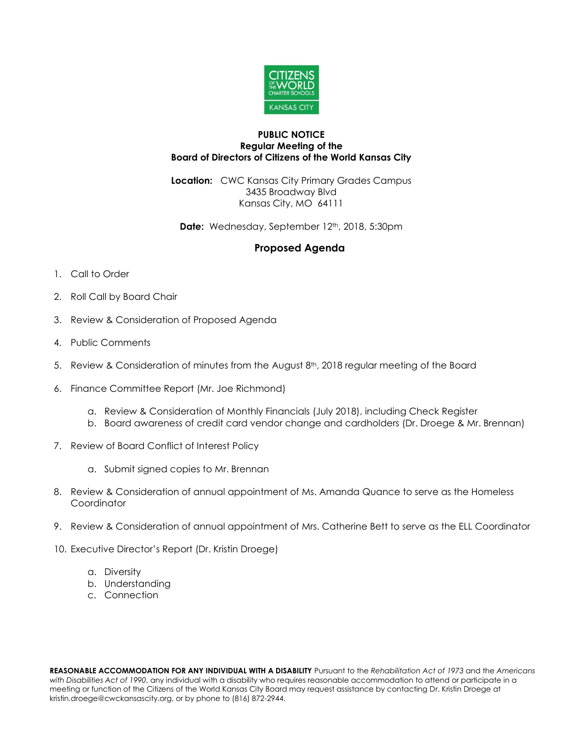**PUBLIC NOTICE**
**Regular Meeting of the**
**Board of Directors of Citizens of the World Kansas City**

**Location:** CWC Kansas City Primary Grades Campus
3435 Broadway Blvd
Kansas City, MO 64111

**Date:** Wednesday, September 12th, 2018, 5:30pm

## Proposed Agenda

1. Call to Order
2. Roll Call by Board Chair
3. Review & Consideration of Proposed Agenda
4. Public Comments
5. Review & Consideration of minutes from the August 8th, 2018 regular meeting of the Board
6. Finance Committee Report (Mr. Joe Richmond)
   a. Review & Consideration of Monthly Financials (July 2018), including Check Register
   b. Board awareness of credit card vendor change and cardholders (Dr. Droege & Mr. Brennan)
7. Review of Board Conflict of Interest Policy
   a. Submit signed copies to Mr. Brennan
8. Review & Consideration of annual appointment of Ms. Amanda Quance to serve as the Homeless Coordinator
9. Review & Consideration of annual appointment of Mrs. Catherine Bett to serve as the ELL Coordinator
10. Executive Director's Report (Dr. Kristin Droege)
    a. Diversity
    b. Understanding
    c. Connection

**REASONABLE ACCOMMODATION FOR ANY INDIVIDUAL WITH A DISABILITY** Pursuant to the *Rehabilitation Act of 1973* and the *Americans with Disabilities Act of 1990*, any individual with a disability who requires reasonable accommodation to attend or participate in a meeting or function of the Citizens of the World Kansas City Board may request assistance by contacting Dr. Kristin Droege at kristin.droege@cwckansascity.org, or by phone to (816) 872-2944.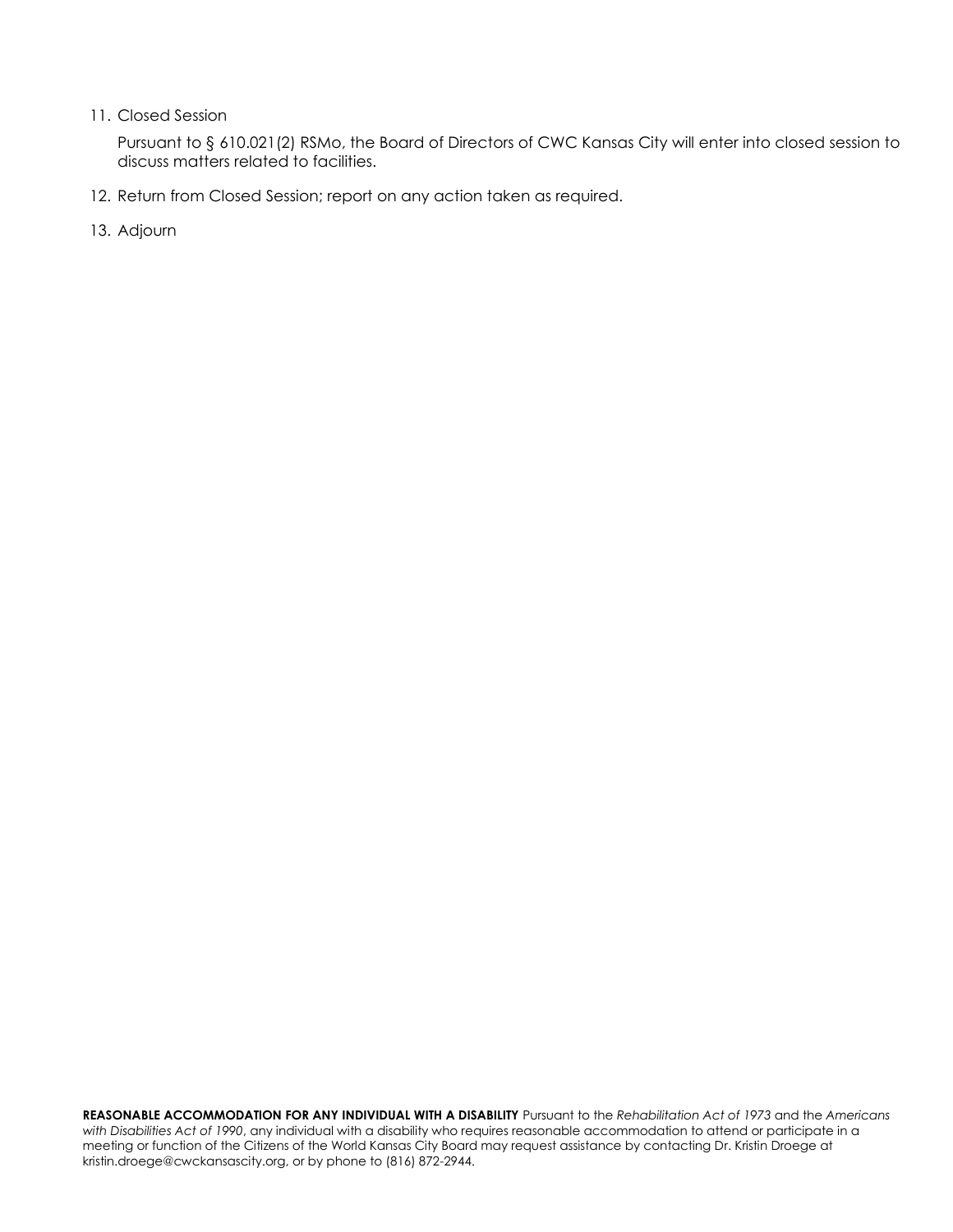11. Closed Session

    Pursuant to § 610.021(2) RSMo, the Board of Directors of CWC Kansas City will enter into closed session to discuss matters related to facilities.

12. Return from Closed Session; report on any action taken as required.

13. Adjourn

**REASONABLE ACCOMMODATION FOR ANY INDIVIDUAL WITH A DISABILITY** Pursuant to the *Rehabilitation Act of 1973* and the *Americans with Disabilities Act of 1990*, any individual with a disability who requires reasonable accommodation to attend or participate in a meeting or function of the Citizens of the World Kansas City Board may request assistance by contacting Dr. Kristin Droege at kristin.droege@cwckansascity.org, or by phone to (816) 872-2944.